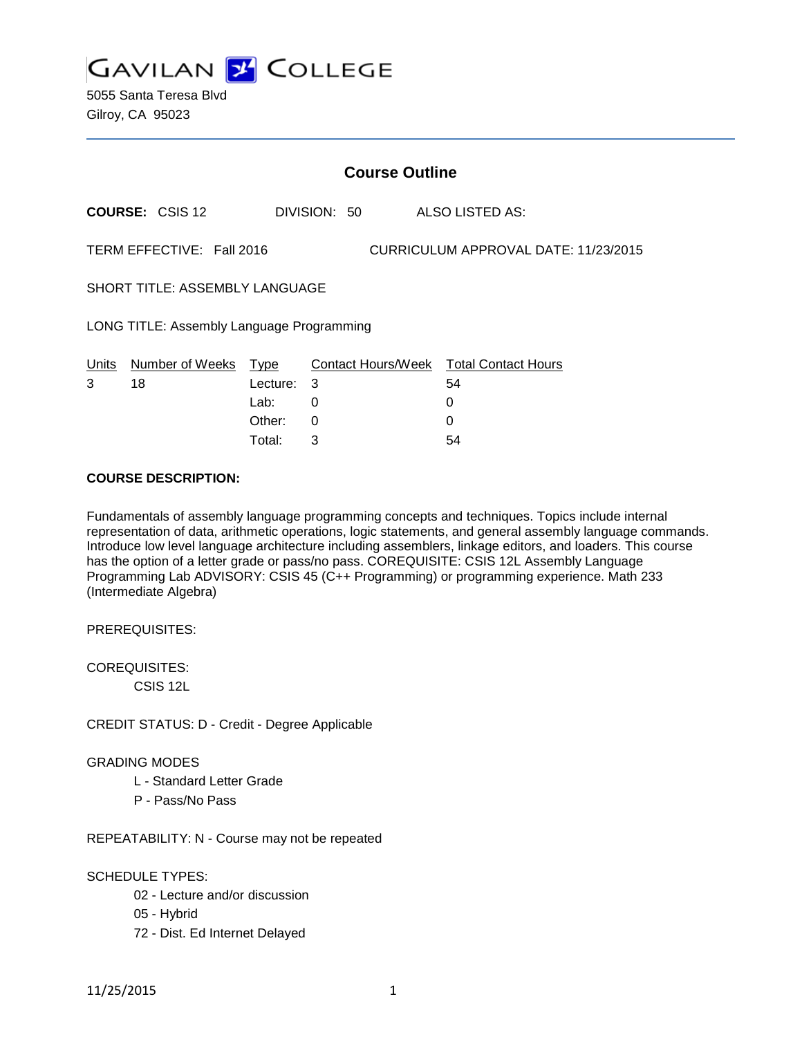# GAVILAN COLLEGE

5055 Santa Teresa Blvd
Gilroy, CA 95023

## Course Outline

**COURSE:** CSIS 12 DIVISION: 50 ALSO LISTED AS:

TERM EFFECTIVE: Fall 2016 CURRICULUM APPROVAL DATE: 11/23/2015

SHORT TITLE: ASSEMBLY LANGUAGE

LONG TITLE: Assembly Language Programming

| Units | Number of Weeks | Type | Contact Hours/Week | Total Contact Hours |
|---|---|---|---|---|
| 3 | 18 | Lecture: | 3 | 54 |
| | | Lab: | 0 | 0 |
| | | Other: | 0 | 0 |
| | | Total: | 3 | 54 |

**COURSE DESCRIPTION:**

Fundamentals of assembly language programming concepts and techniques. Topics include internal representation of data, arithmetic operations, logic statements, and general assembly language commands. Introduce low level language architecture including assemblers, linkage editors, and loaders. This course has the option of a letter grade or pass/no pass. COREQUISITE: CSIS 12L Assembly Language Programming Lab ADVISORY: CSIS 45 (C++ Programming) or programming experience. Math 233 (Intermediate Algebra)

PREREQUISITES:

COREQUISITES:
- CSIS 12L

CREDIT STATUS: D - Credit - Degree Applicable

GRADING MODES
- L - Standard Letter Grade
- P - Pass/No Pass

REPEATABILITY: N - Course may not be repeated

SCHEDULE TYPES:
- 02 - Lecture and/or discussion
- 05 - Hybrid
- 72 - Dist. Ed Internet Delayed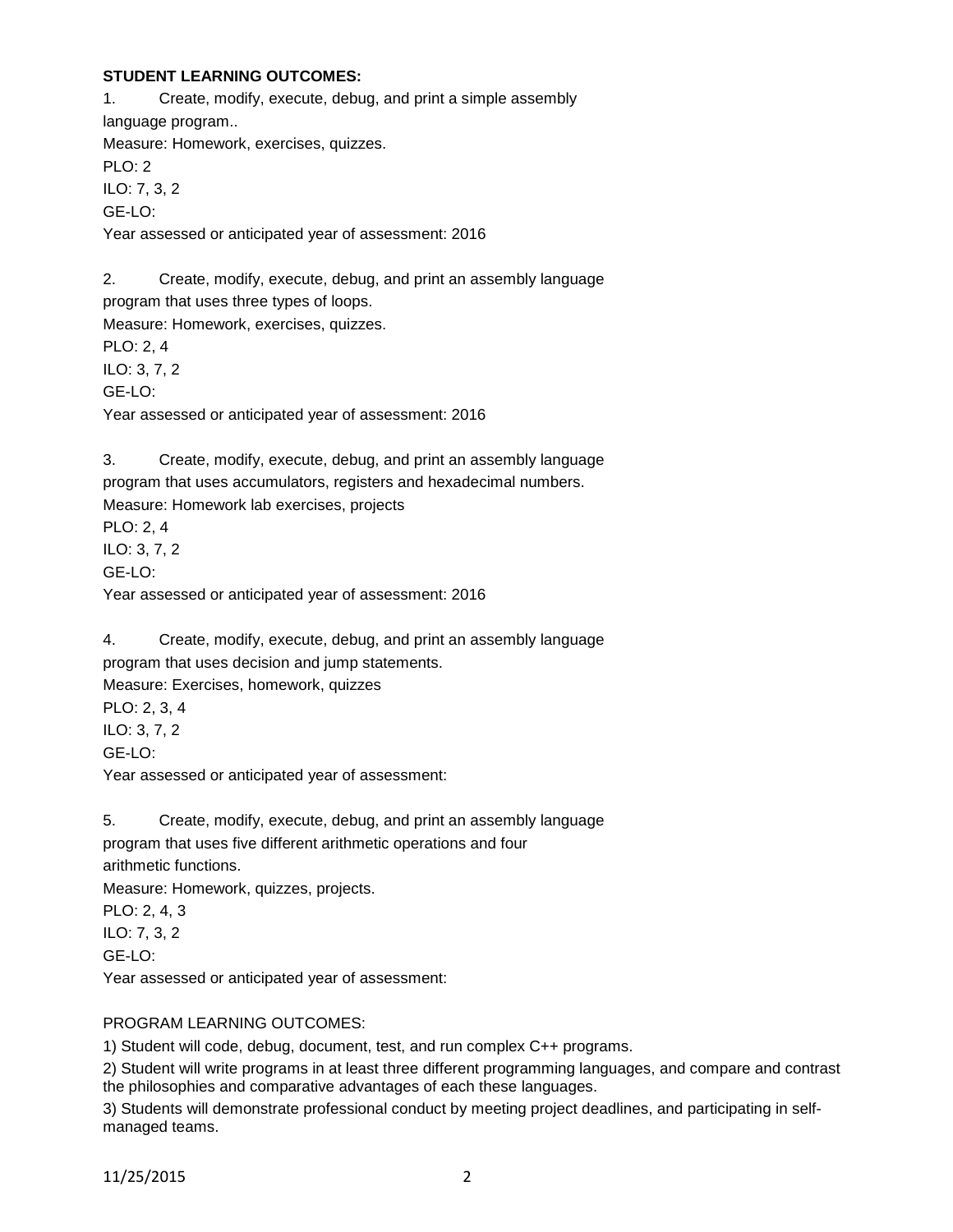**STUDENT LEARNING OUTCOMES:**

1. Create, modify, execute, debug, and print a simple assembly language program..
Measure: Homework, exercises, quizzes.
PLO: 2
ILO: 7, 3, 2
GE-LO:
Year assessed or anticipated year of assessment: 2016

2. Create, modify, execute, debug, and print an assembly language program that uses three types of loops.
Measure: Homework, exercises, quizzes.
PLO: 2, 4
ILO: 3, 7, 2
GE-LO:
Year assessed or anticipated year of assessment: 2016

3. Create, modify, execute, debug, and print an assembly language program that uses accumulators, registers and hexadecimal numbers.
Measure: Homework lab exercises, projects
PLO: 2, 4
ILO: 3, 7, 2
GE-LO:
Year assessed or anticipated year of assessment: 2016

4. Create, modify, execute, debug, and print an assembly language program that uses decision and jump statements.
Measure: Exercises, homework, quizzes
PLO: 2, 3, 4
ILO: 3, 7, 2
GE-LO:
Year assessed or anticipated year of assessment:

5. Create, modify, execute, debug, and print an assembly language program that uses five different arithmetic operations and four arithmetic functions.
Measure: Homework, quizzes, projects.
PLO: 2, 4, 3
ILO: 7, 3, 2
GE-LO:
Year assessed or anticipated year of assessment:

PROGRAM LEARNING OUTCOMES:

1) Student will code, debug, document, test, and run complex C++ programs.

2) Student will write programs in at least three different programming languages, and compare and contrast the philosophies and comparative advantages of each these languages.

3) Students will demonstrate professional conduct by meeting project deadlines, and participating in self-managed teams.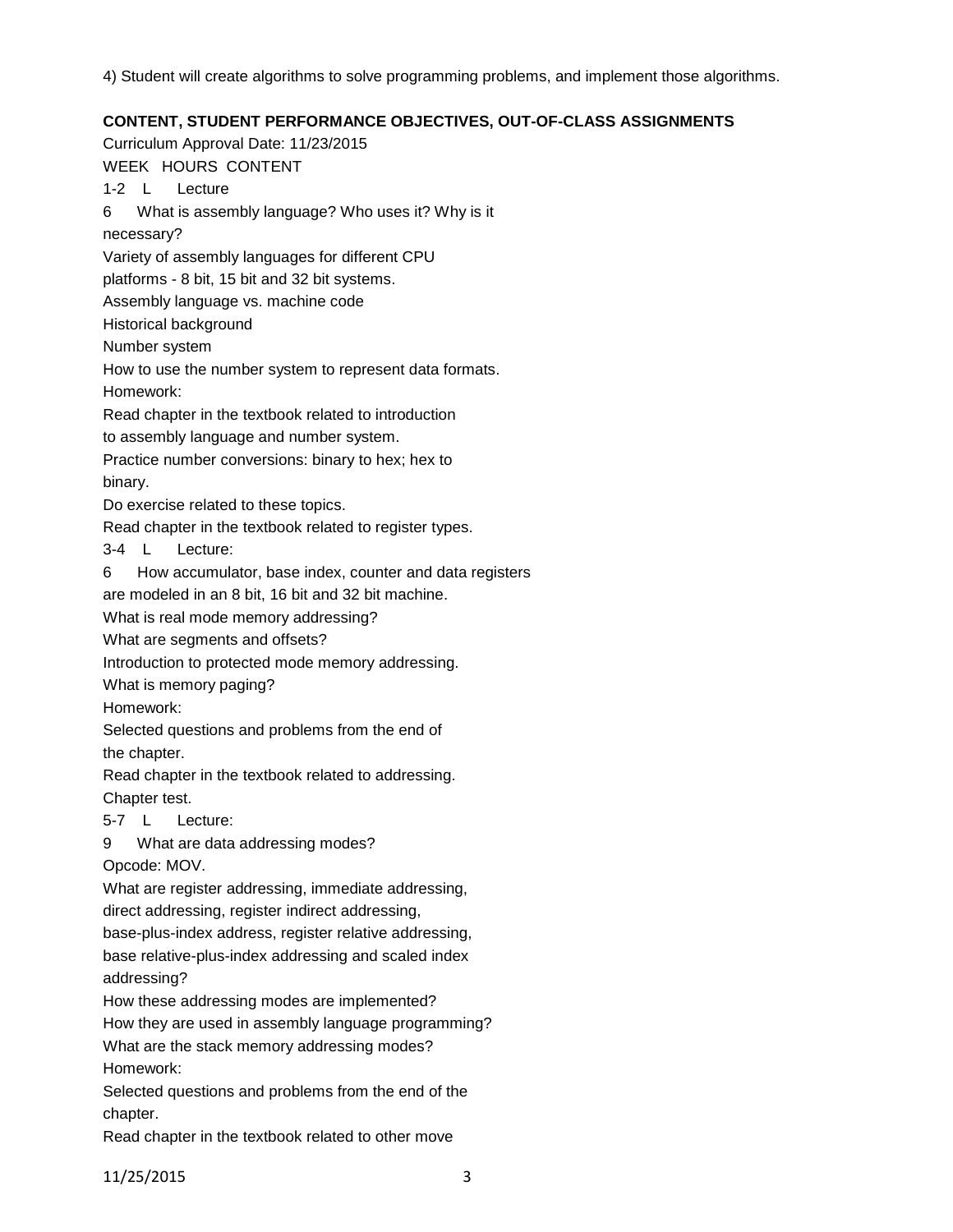4) Student will create algorithms to solve programming problems, and implement those algorithms.

**CONTENT, STUDENT PERFORMANCE OBJECTIVES, OUT-OF-CLASS ASSIGNMENTS**

Curriculum Approval Date: 11/23/2015

WEEK HOURS CONTENT

1-2 L Lecture

6 What is assembly language? Who uses it? Why is it necessary?

Variety of assembly languages for different CPU platforms - 8 bit, 15 bit and 32 bit systems.

Assembly language vs. machine code

Historical background

Number system

How to use the number system to represent data formats.

Homework:

Read chapter in the textbook related to introduction to assembly language and number system.

Practice number conversions: binary to hex; hex to binary.

Do exercise related to these topics.

Read chapter in the textbook related to register types.

3-4 L Lecture:

6 How accumulator, base index, counter and data registers are modeled in an 8 bit, 16 bit and 32 bit machine.

What is real mode memory addressing?

What are segments and offsets?

Introduction to protected mode memory addressing.

What is memory paging?

Homework:

Selected questions and problems from the end of the chapter.

Read chapter in the textbook related to addressing.

Chapter test.

5-7 L Lecture:

9 What are data addressing modes?

Opcode: MOV.

What are register addressing, immediate addressing, direct addressing, register indirect addressing, base-plus-index address, register relative addressing, base relative-plus-index addressing and scaled index addressing?

How these addressing modes are implemented?

How they are used in assembly language programming?

What are the stack memory addressing modes?

Homework:

Selected questions and problems from the end of the chapter.

Read chapter in the textbook related to other move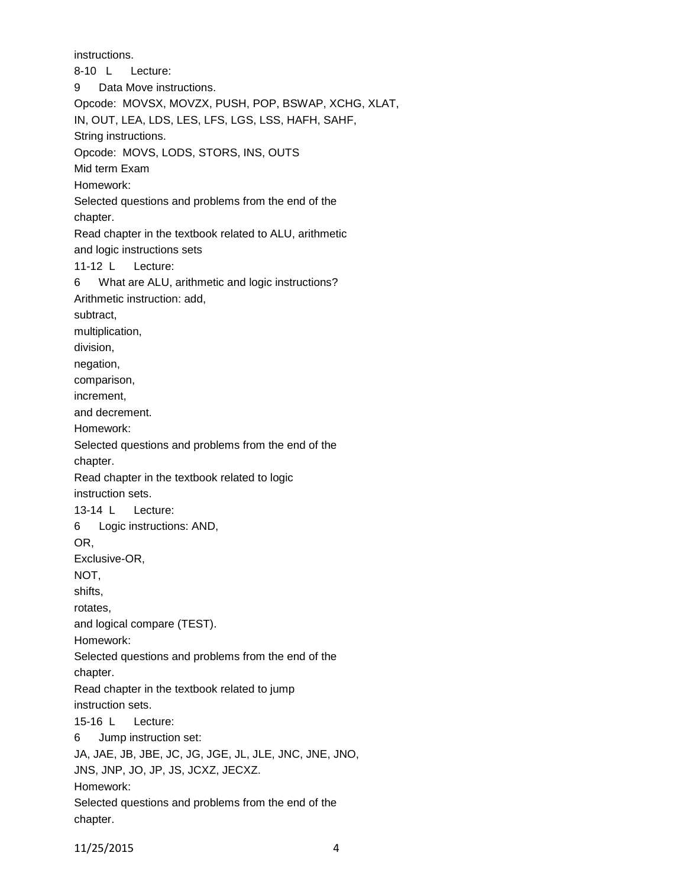instructions.

8-10 L Lecture:

9 Data Move instructions.

Opcode: MOVSX, MOVZX, PUSH, POP, BSWAP, XCHG, XLAT,
IN, OUT, LEA, LDS, LES, LFS, LGS, LSS, HAFH, SAHF,

String instructions.

Opcode: MOVS, LODS, STORS, INS, OUTS

Mid term Exam

Homework:

Selected questions and problems from the end of the chapter.

Read chapter in the textbook related to ALU, arithmetic and logic instructions sets

11-12 L Lecture:

6 What are ALU, arithmetic and logic instructions?

Arithmetic instruction: add,
subtract,
multiplication,
division,
negation,
comparison,
increment,
and decrement.

Homework:

Selected questions and problems from the end of the chapter.

Read chapter in the textbook related to logic instruction sets.

13-14 L Lecture:

6 Logic instructions: AND,
OR,
Exclusive-OR,
NOT,
shifts,
rotates,
and logical compare (TEST).

Homework:

Selected questions and problems from the end of the chapter.

Read chapter in the textbook related to jump instruction sets.

15-16 L Lecture:

6 Jump instruction set:
JA, JAE, JB, JBE, JC, JG, JGE, JL, JLE, JNC, JNE, JNO,
JNS, JNP, JO, JP, JS, JCXZ, JECXZ.

Homework:

Selected questions and problems from the end of the chapter.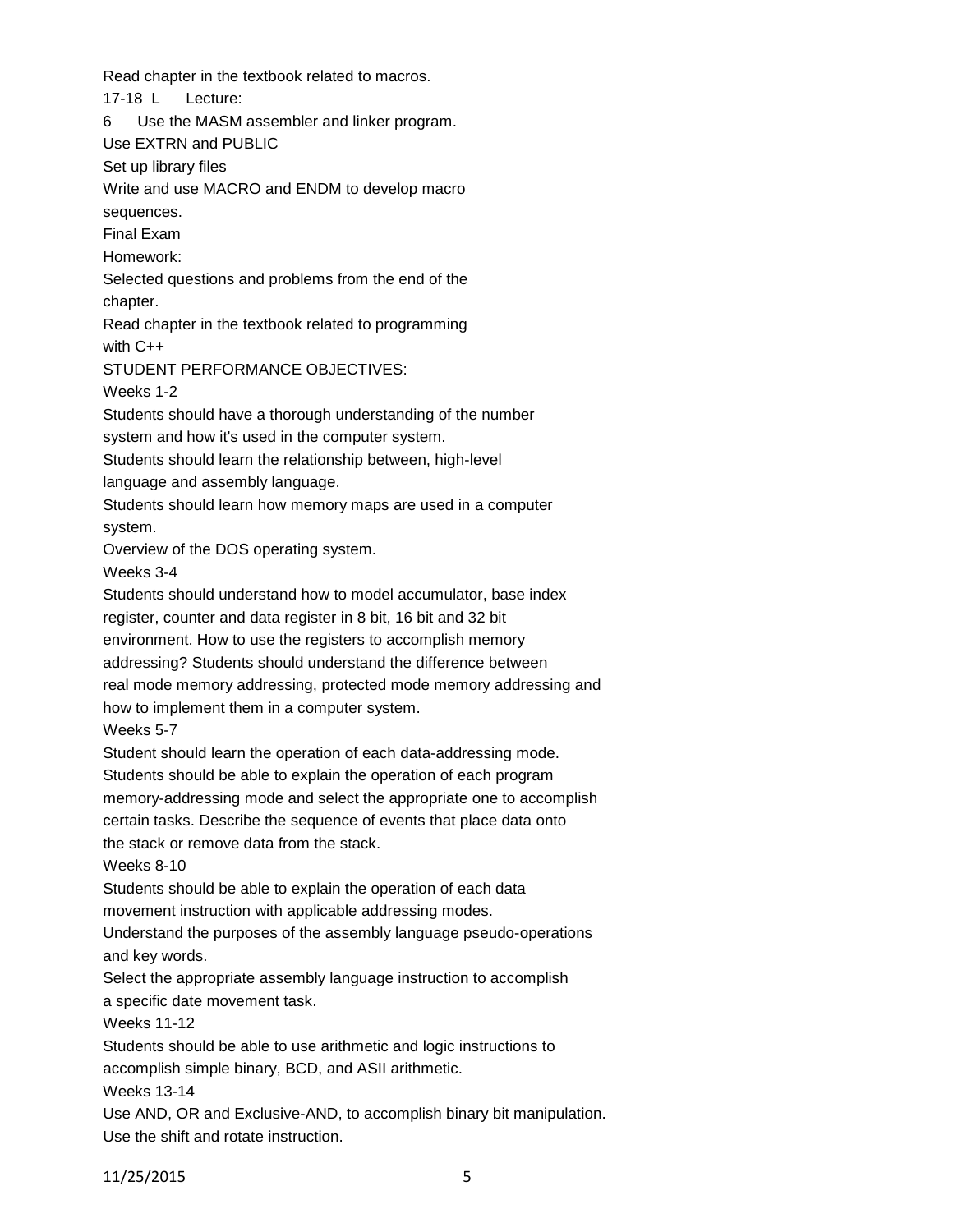Read chapter in the textbook related to macros.

17-18 L Lecture:

6 Use the MASM assembler and linker program.

Use EXTRN and PUBLIC

Set up library files

Write and use MACRO and ENDM to develop macro sequences.

Final Exam

Homework:

Selected questions and problems from the end of the chapter.

Read chapter in the textbook related to programming with C++

STUDENT PERFORMANCE OBJECTIVES:

Weeks 1-2

Students should have a thorough understanding of the number system and how it's used in the computer system.

Students should learn the relationship between, high-level language and assembly language.

Students should learn how memory maps are used in a computer system.

Overview of the DOS operating system.

Weeks 3-4

Students should understand how to model accumulator, base index register, counter and data register in 8 bit, 16 bit and 32 bit environment. How to use the registers to accomplish memory addressing? Students should understand the difference between real mode memory addressing, protected mode memory addressing and how to implement them in a computer system.

Weeks 5-7

Student should learn the operation of each data-addressing mode.

Students should be able to explain the operation of each program memory-addressing mode and select the appropriate one to accomplish certain tasks. Describe the sequence of events that place data onto the stack or remove data from the stack.

Weeks 8-10

Students should be able to explain the operation of each data movement instruction with applicable addressing modes.

Understand the purposes of the assembly language pseudo-operations and key words.

Select the appropriate assembly language instruction to accomplish a specific date movement task.

Weeks 11-12

Students should be able to use arithmetic and logic instructions to accomplish simple binary, BCD, and ASII arithmetic.

Weeks 13-14

Use AND, OR and Exclusive-AND, to accomplish binary bit manipulation.

Use the shift and rotate instruction.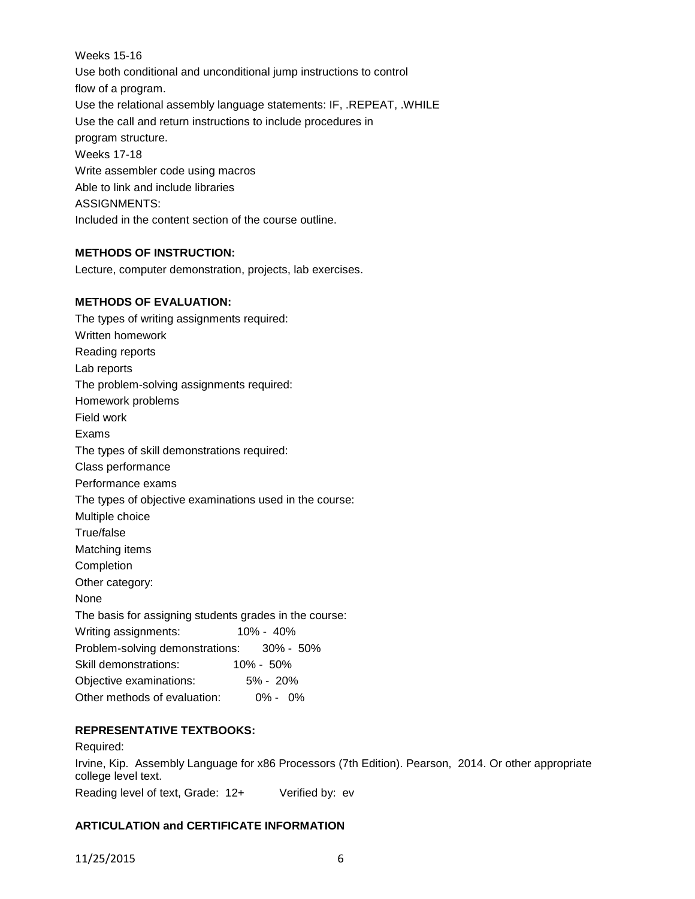Weeks 15-16

Use both conditional and unconditional jump instructions to control flow of a program.

Use the relational assembly language statements: IF, .REPEAT, .WHILE

Use the call and return instructions to include procedures in program structure.

Weeks 17-18

Write assembler code using macros

Able to link and include libraries

ASSIGNMENTS:

Included in the content section of the course outline.

**METHODS OF INSTRUCTION:**

Lecture, computer demonstration, projects, lab exercises.

**METHODS OF EVALUATION:**

The types of writing assignments required:

Written homework

Reading reports

Lab reports

The problem-solving assignments required:

Homework problems

Field work

Exams

The types of skill demonstrations required:

Class performance

Performance exams

The types of objective examinations used in the course:

Multiple choice

True/false

Matching items

Completion

Other category:

None

The basis for assigning students grades in the course:

| | |
|---|---|
| Writing assignments: | 10% - 40% |
| Problem-solving demonstrations: | 30% - 50% |
| Skill demonstrations: | 10% - 50% |
| Objective examinations: | 5% - 20% |
| Other methods of evaluation: | 0% - 0% |

**REPRESENTATIVE TEXTBOOKS:**

Required:

Irvine, Kip. Assembly Language for x86 Processors (7th Edition). Pearson, 2014. Or other appropriate college level text.

Reading level of text, Grade: 12+ Verified by: ev

**ARTICULATION and CERTIFICATE INFORMATION**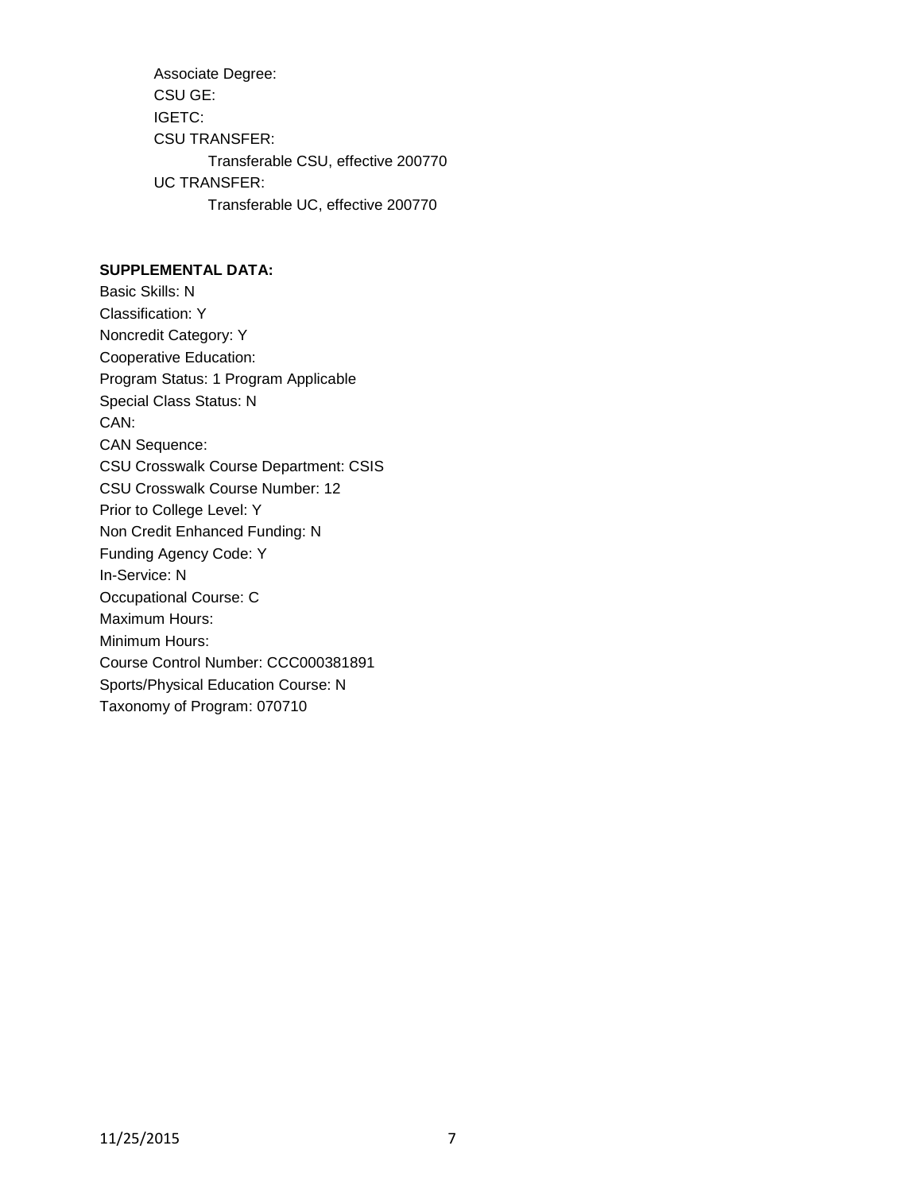Associate Degree:
CSU GE:
IGETC:
CSU TRANSFER:
Transferable CSU, effective 200770
UC TRANSFER:
Transferable UC, effective 200770

**SUPPLEMENTAL DATA:**

Basic Skills: N
Classification: Y
Noncredit Category: Y
Cooperative Education:
Program Status: 1 Program Applicable
Special Class Status: N
CAN:
CAN Sequence:
CSU Crosswalk Course Department: CSIS
CSU Crosswalk Course Number: 12
Prior to College Level: Y
Non Credit Enhanced Funding: N
Funding Agency Code: Y
In-Service: N
Occupational Course: C
Maximum Hours:
Minimum Hours:
Course Control Number: CCC000381891
Sports/Physical Education Course: N
Taxonomy of Program: 070710

11/25/2015